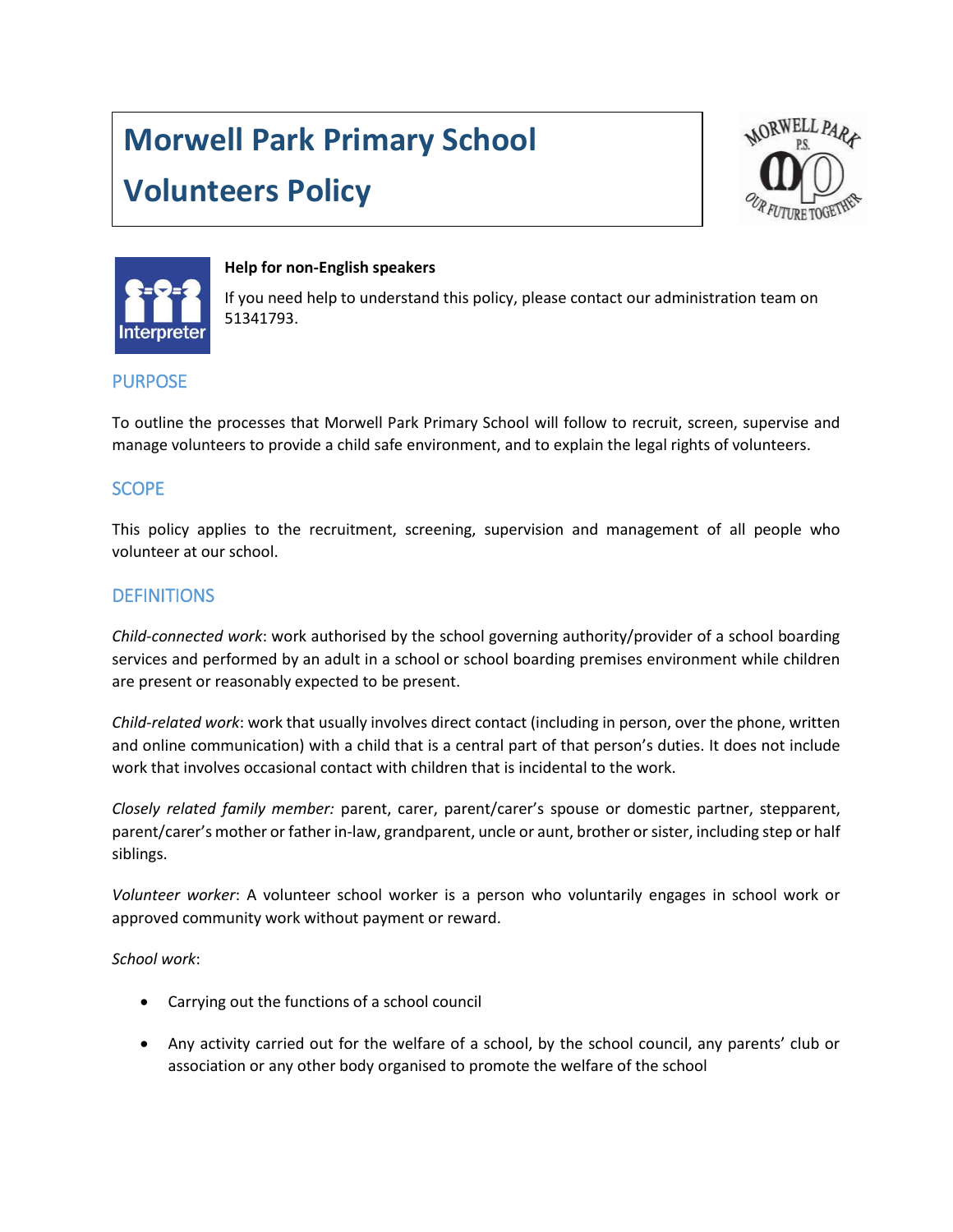# Morwell Park Primary School

# Volunteers Policy

**Help for non-English speakers**

If you need help to understand this policy, please contact our administration team on 51341793.

## PURPOSE

To outline the processes that Morwell Park Primary School will follow to recruit, screen, supervise and manage volunteers to provide a child safe environment, and to explain the legal rights of volunteers.

## SCOPE

This policy applies to the recruitment, screening, supervision and management of all people who volunteer at our school.

## DEFINITIONS

*Child-connected work*: work authorised by the school governing authority/provider of a school boarding services and performed by an adult in a school or school boarding premises environment while children are present or reasonably expected to be present.

*Child-related work*: work that usually involves direct contact (including in person, over the phone, written and online communication) with a child that is a central part of that person's duties. It does not include work that involves occasional contact with children that is incidental to the work.

*Closely related family member:* parent, carer, parent/carer's spouse or domestic partner, stepparent, parent/carer's mother or father in-law, grandparent, uncle or aunt, brother or sister, including step or half siblings.

*Volunteer worker*: A volunteer school worker is a person who voluntarily engages in school work or approved community work without payment or reward.

*School work*:

- Carrying out the functions of a school council
- Any activity carried out for the welfare of a school, by the school council, any parents' club or association or any other body organised to promote the welfare of the school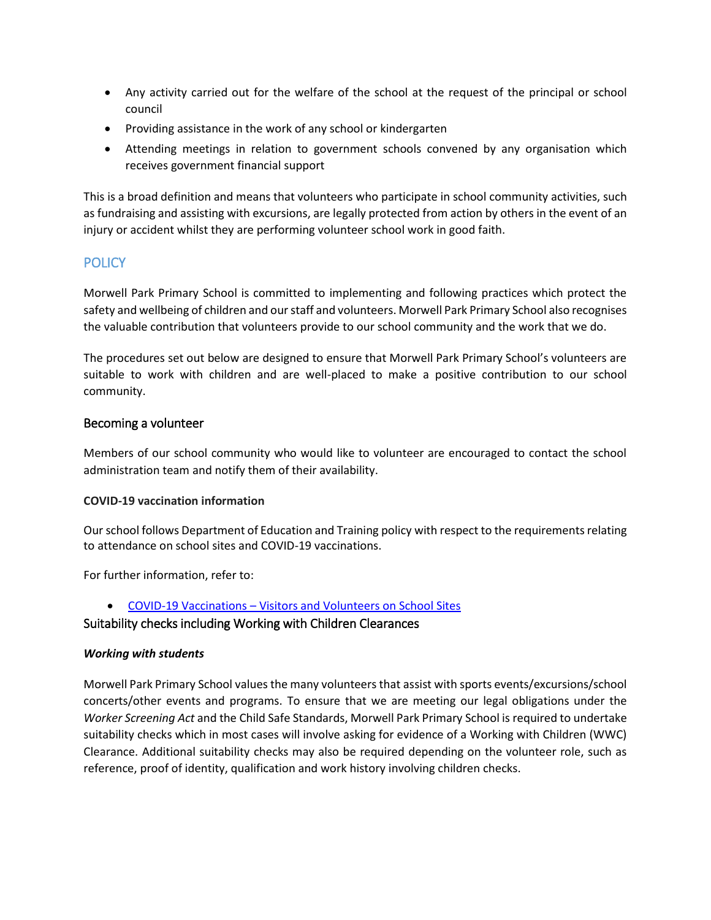- Any activity carried out for the welfare of the school at the request of the principal or school council
- Providing assistance in the work of any school or kindergarten
- Attending meetings in relation to government schools convened by any organisation which receives government financial support

This is a broad definition and means that volunteers who participate in school community activities, such as fundraising and assisting with excursions, are legally protected from action by others in the event of an injury or accident whilst they are performing volunteer school work in good faith.

## POLICY

Morwell Park Primary School is committed to implementing and following practices which protect the safety and wellbeing of children and our staff and volunteers. Morwell Park Primary School also recognises the valuable contribution that volunteers provide to our school community and the work that we do.

The procedures set out below are designed to ensure that Morwell Park Primary School's volunteers are suitable to work with children and are well-placed to make a positive contribution to our school community.

### Becoming a volunteer

Members of our school community who would like to volunteer are encouraged to contact the school administration team and notify them of their availability.

**COVID-19 vaccination information**

Our school follows Department of Education and Training policy with respect to the requirements relating to attendance on school sites and COVID-19 vaccinations.

For further information, refer to:

- [COVID-19 Vaccinations – Visitors and Volunteers on School Sites]

### Suitability checks including Working with Children Clearances

***Working with students***

Morwell Park Primary School values the many volunteers that assist with sports events/excursions/school concerts/other events and programs. To ensure that we are meeting our legal obligations under the *Worker Screening Act* and the Child Safe Standards, Morwell Park Primary School is required to undertake suitability checks which in most cases will involve asking for evidence of a Working with Children (WWC) Clearance. Additional suitability checks may also be required depending on the volunteer role, such as reference, proof of identity, qualification and work history involving children checks.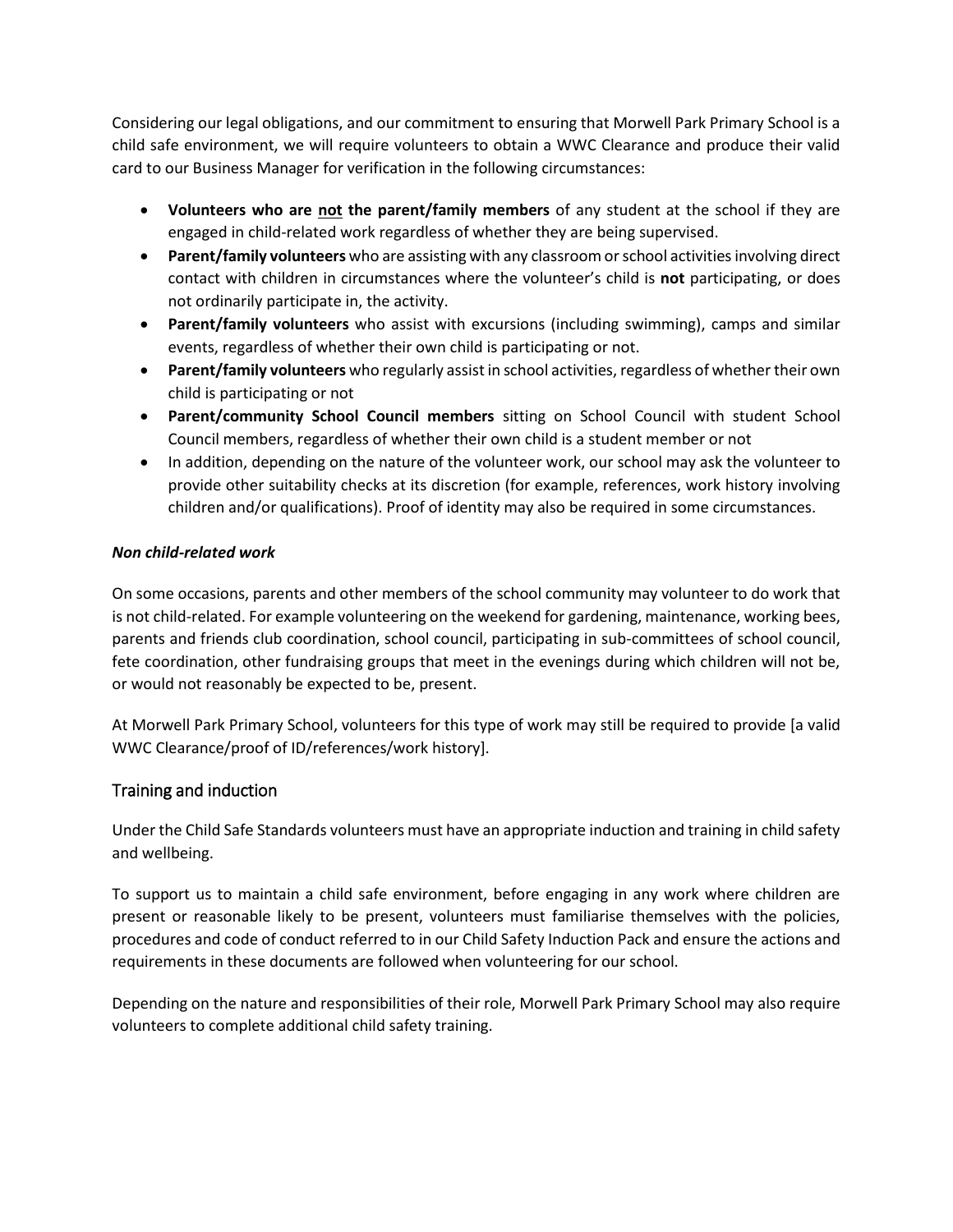Considering our legal obligations, and our commitment to ensuring that Morwell Park Primary School is a child safe environment, we will require volunteers to obtain a WWC Clearance and produce their valid card to our Business Manager for verification in the following circumstances:

- **Volunteers who are <u>not</u> the parent/family members** of any student at the school if they are engaged in child-related work regardless of whether they are being supervised.
- **Parent/family volunteers** who are assisting with any classroom or school activities involving direct contact with children in circumstances where the volunteer's child is **not** participating, or does not ordinarily participate in, the activity.
- **Parent/family volunteers** who assist with excursions (including swimming), camps and similar events, regardless of whether their own child is participating or not.
- **Parent/family volunteers** who regularly assist in school activities, regardless of whether their own child is participating or not
- **Parent/community School Council members** sitting on School Council with student School Council members, regardless of whether their own child is a student member or not
- In addition, depending on the nature of the volunteer work, our school may ask the volunteer to provide other suitability checks at its discretion (for example, references, work history involving children and/or qualifications). Proof of identity may also be required in some circumstances.

***Non child-related work***

On some occasions, parents and other members of the school community may volunteer to do work that is not child-related. For example volunteering on the weekend for gardening, maintenance, working bees, parents and friends club coordination, school council, participating in sub-committees of school council, fete coordination, other fundraising groups that meet in the evenings during which children will not be, or would not reasonably be expected to be, present.

At Morwell Park Primary School, volunteers for this type of work may still be required to provide [a valid WWC Clearance/proof of ID/references/work history].

## Training and induction

Under the Child Safe Standards volunteers must have an appropriate induction and training in child safety and wellbeing.

To support us to maintain a child safe environment, before engaging in any work where children are present or reasonable likely to be present, volunteers must familiarise themselves with the policies, procedures and code of conduct referred to in our Child Safety Induction Pack and ensure the actions and requirements in these documents are followed when volunteering for our school.

Depending on the nature and responsibilities of their role, Morwell Park Primary School may also require volunteers to complete additional child safety training.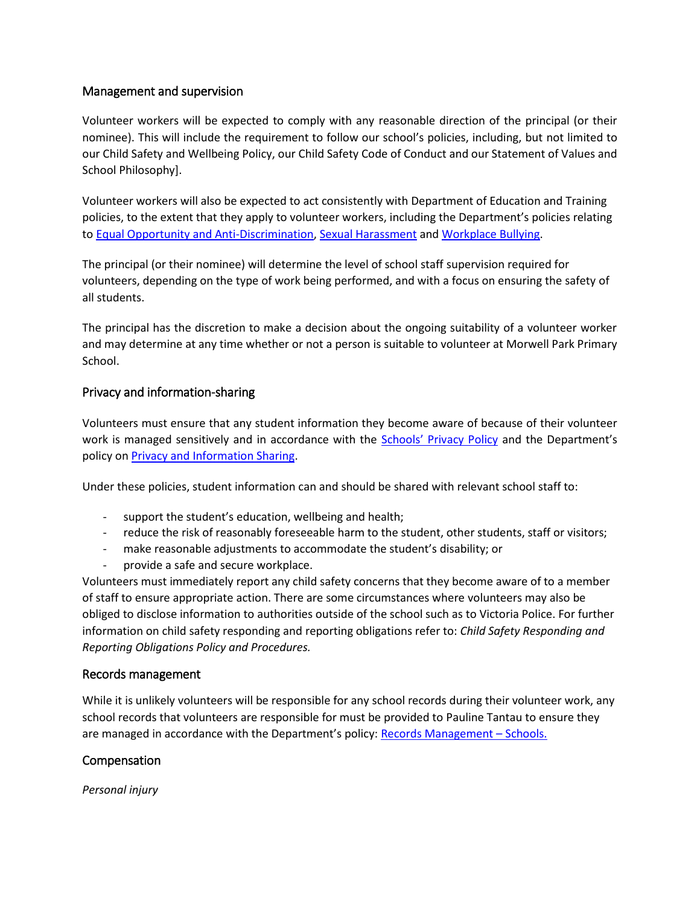## Management and supervision

Volunteer workers will be expected to comply with any reasonable direction of the principal (or their nominee). This will include the requirement to follow our school's policies, including, but not limited to our Child Safety and Wellbeing Policy, our Child Safety Code of Conduct and our Statement of Values and School Philosophy].

Volunteer workers will also be expected to act consistently with Department of Education and Training policies, to the extent that they apply to volunteer workers, including the Department's policies relating to Equal Opportunity and Anti-Discrimination, Sexual Harassment and Workplace Bullying.

The principal (or their nominee) will determine the level of school staff supervision required for volunteers, depending on the type of work being performed, and with a focus on ensuring the safety of all students.

The principal has the discretion to make a decision about the ongoing suitability of a volunteer worker and may determine at any time whether or not a person is suitable to volunteer at Morwell Park Primary School.

## Privacy and information-sharing

Volunteers must ensure that any student information they become aware of because of their volunteer work is managed sensitively and in accordance with the Schools' Privacy Policy and the Department's policy on Privacy and Information Sharing.

Under these policies, student information can and should be shared with relevant school staff to:

- support the student's education, wellbeing and health;
- reduce the risk of reasonably foreseeable harm to the student, other students, staff or visitors;
- make reasonable adjustments to accommodate the student's disability; or
- provide a safe and secure workplace.

Volunteers must immediately report any child safety concerns that they become aware of to a member of staff to ensure appropriate action. There are some circumstances where volunteers may also be obliged to disclose information to authorities outside of the school such as to Victoria Police. For further information on child safety responding and reporting obligations refer to: *Child Safety Responding and Reporting Obligations Policy and Procedures.*

## Records management

While it is unlikely volunteers will be responsible for any school records during their volunteer work, any school records that volunteers are responsible for must be provided to Pauline Tantau to ensure they are managed in accordance with the Department's policy: Records Management – Schools.

## Compensation

*Personal injury*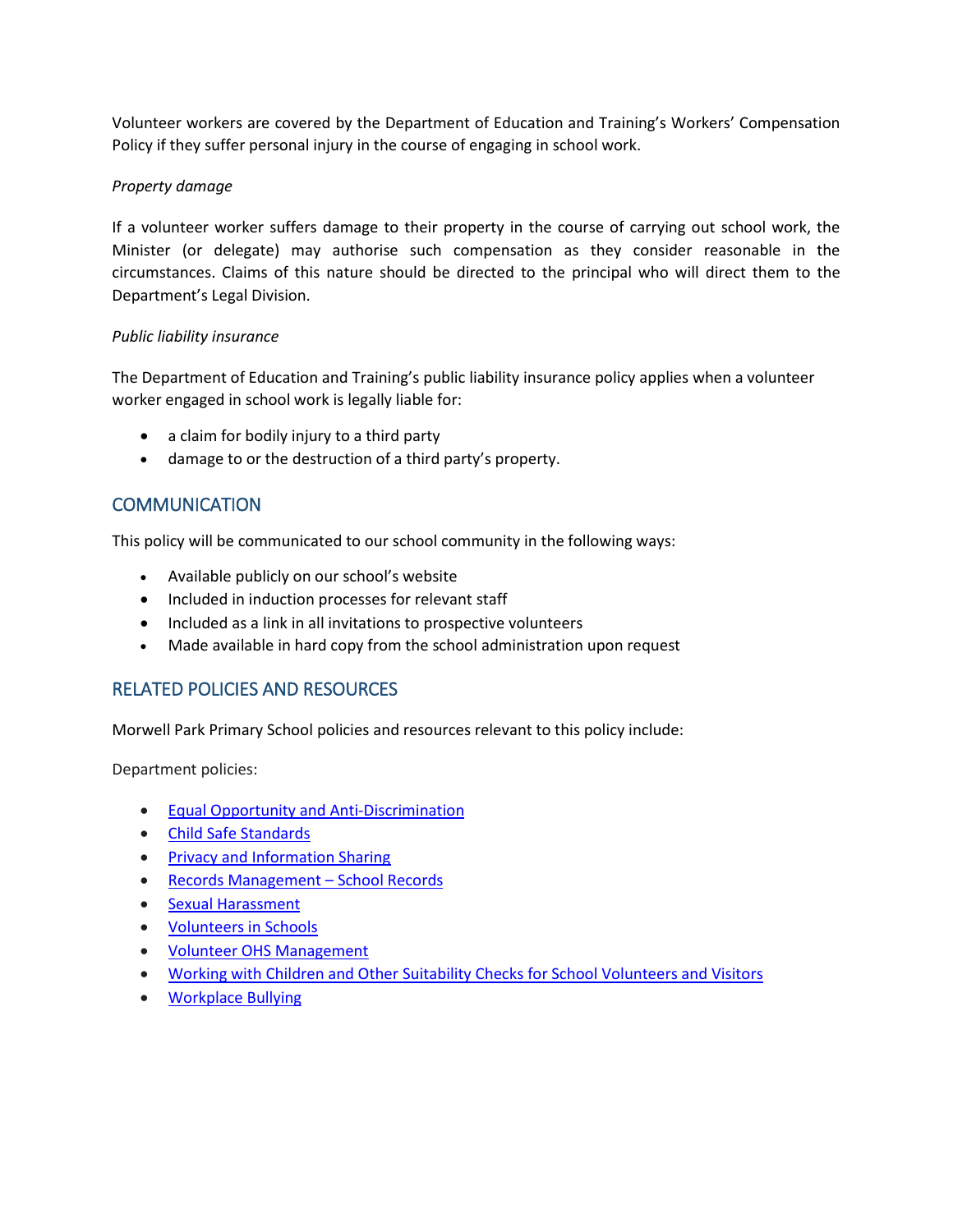Volunteer workers are covered by the Department of Education and Training's Workers' Compensation Policy if they suffer personal injury in the course of engaging in school work.

*Property damage*

If a volunteer worker suffers damage to their property in the course of carrying out school work, the Minister (or delegate) may authorise such compensation as they consider reasonable in the circumstances. Claims of this nature should be directed to the principal who will direct them to the Department's Legal Division.

*Public liability insurance*

The Department of Education and Training's public liability insurance policy applies when a volunteer worker engaged in school work is legally liable for:

- a claim for bodily injury to a third party
- damage to or the destruction of a third party's property.

## COMMUNICATION

This policy will be communicated to our school community in the following ways:

- Available publicly on our school's website
- Included in induction processes for relevant staff
- Included as a link in all invitations to prospective volunteers
- Made available in hard copy from the school administration upon request

## RELATED POLICIES AND RESOURCES

Morwell Park Primary School policies and resources relevant to this policy include:

Department policies:

- Equal Opportunity and Anti-Discrimination
- Child Safe Standards
- Privacy and Information Sharing
- Records Management – School Records
- Sexual Harassment
- Volunteers in Schools
- Volunteer OHS Management
- Working with Children and Other Suitability Checks for School Volunteers and Visitors
- Workplace Bullying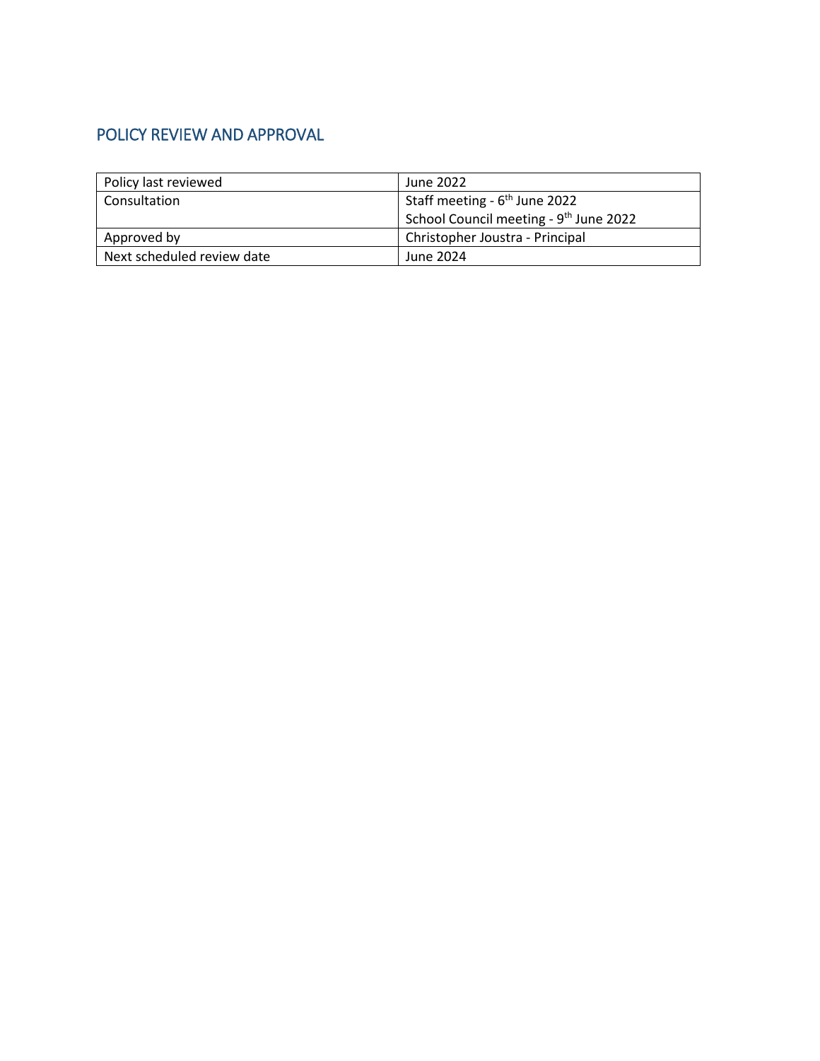## POLICY REVIEW AND APPROVAL

| | |
|---|---|
| Policy last reviewed | June 2022 |
| Consultation | Staff meeting - 6th June 2022<br>School Council meeting - 9th June 2022 |
| Approved by | Christopher Joustra - Principal |
| Next scheduled review date | June 2024 |